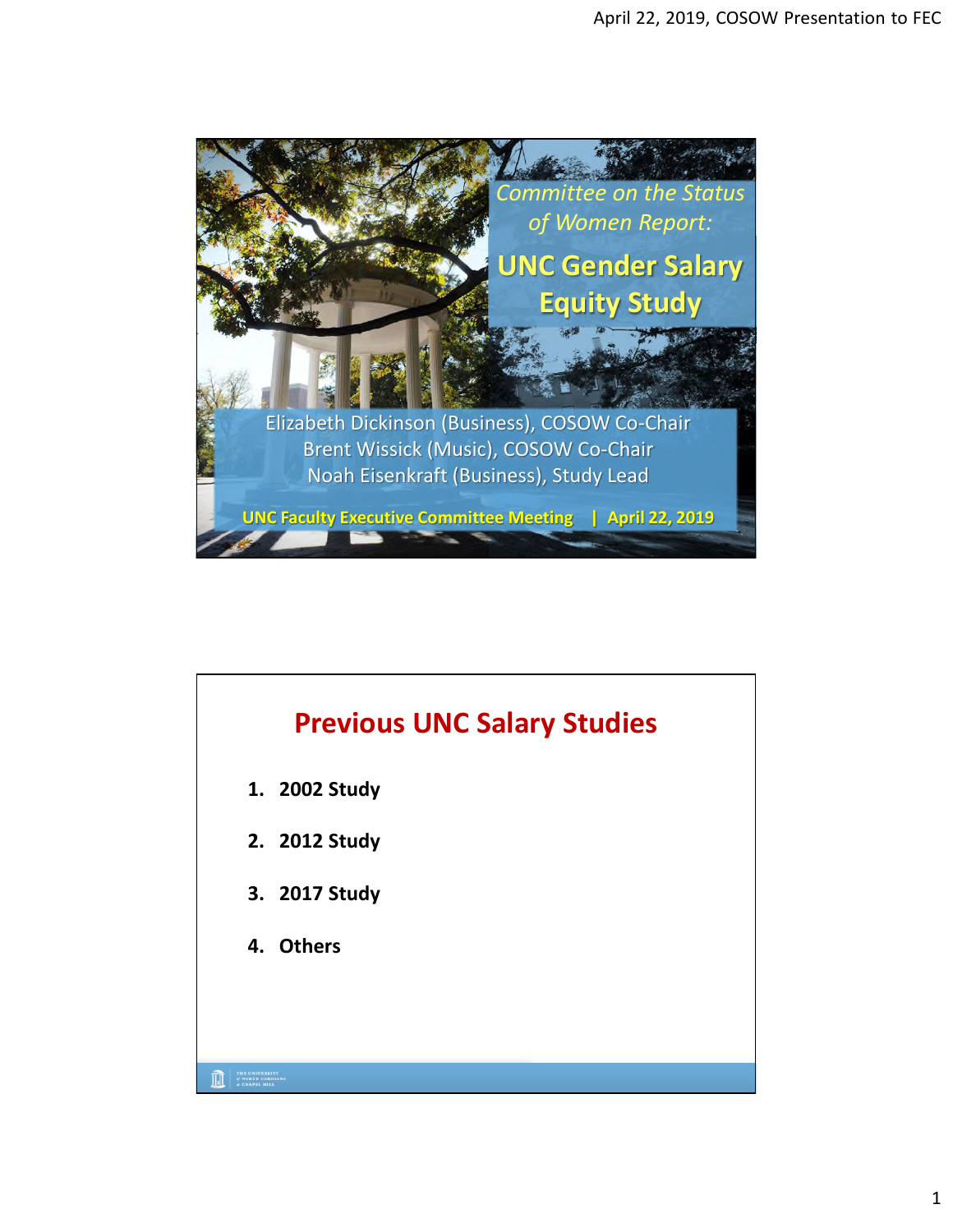*Committee on the Status of Women Report:*

# UNC Gender Salary Equity Study

Elizabeth Dickinson (Business), COSOW Co-Chair
Brent Wissick (Music), COSOW Co-Chair
Noah Eisenkraft (Business), Study Lead

**UNC Faculty Executive Committee Meeting | April 22, 2019**

## Previous UNC Salary Studies

1. **2002 Study**
2. **2012 Study**
3. **2017 Study**
4. **Others**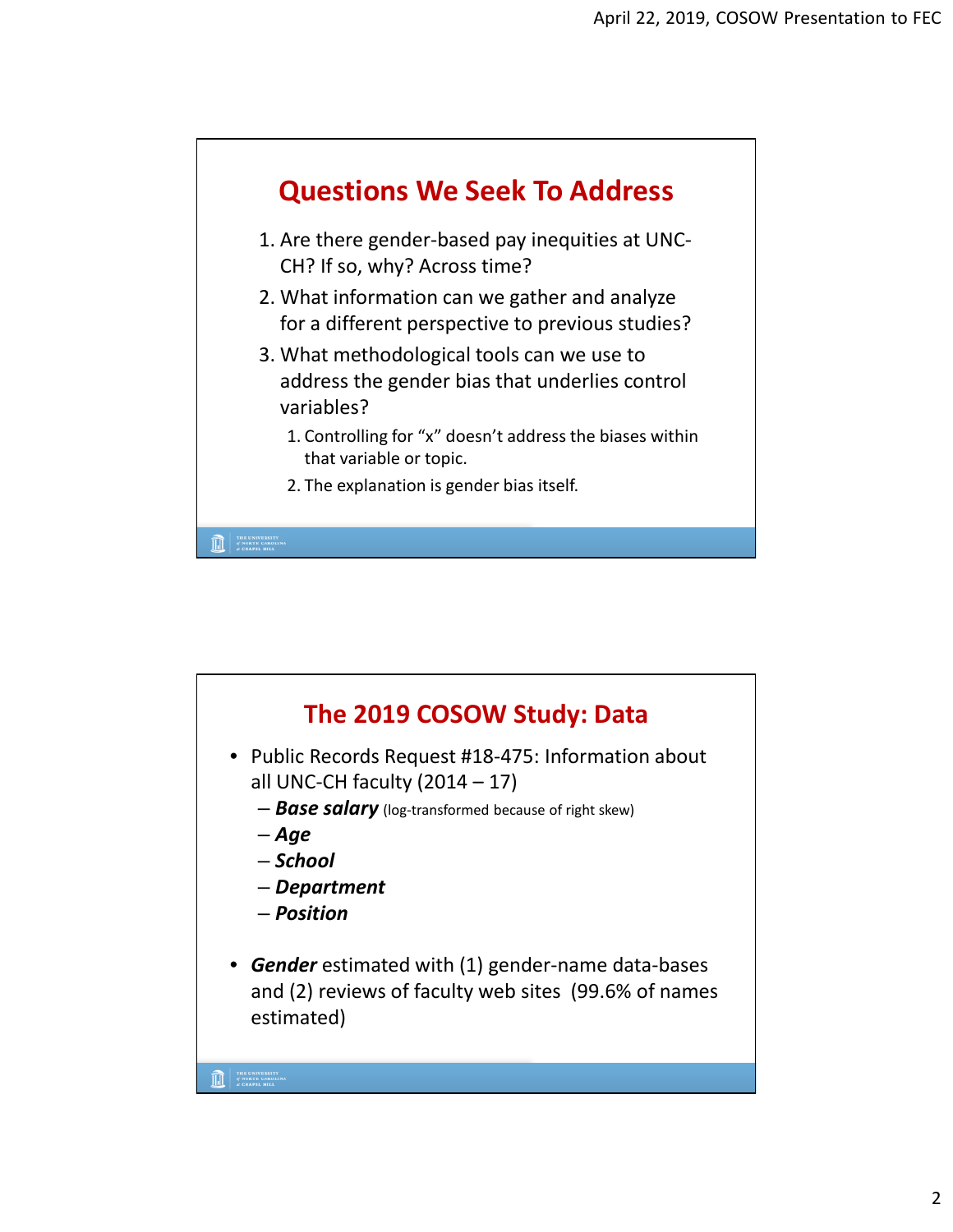## Questions We Seek To Address

1. Are there gender-based pay inequities at UNC-CH? If so, why? Across time?
2. What information can we gather and analyze for a different perspective to previous studies?
3. What methodological tools can we use to address the gender bias that underlies control variables?
   1. Controlling for “x” doesn’t address the biases within that variable or topic.
   2. The explanation is gender bias itself.

## The 2019 COSOW Study: Data

- Public Records Request #18-475: Information about all UNC-CH faculty (2014 – 17)
  - ***Base salary*** (log-transformed because of right skew)
  - ***Age***
  - ***School***
  - ***Department***
  - ***Position***

- ***Gender*** estimated with (1) gender-name data-bases and (2) reviews of faculty web sites (99.6% of names estimated)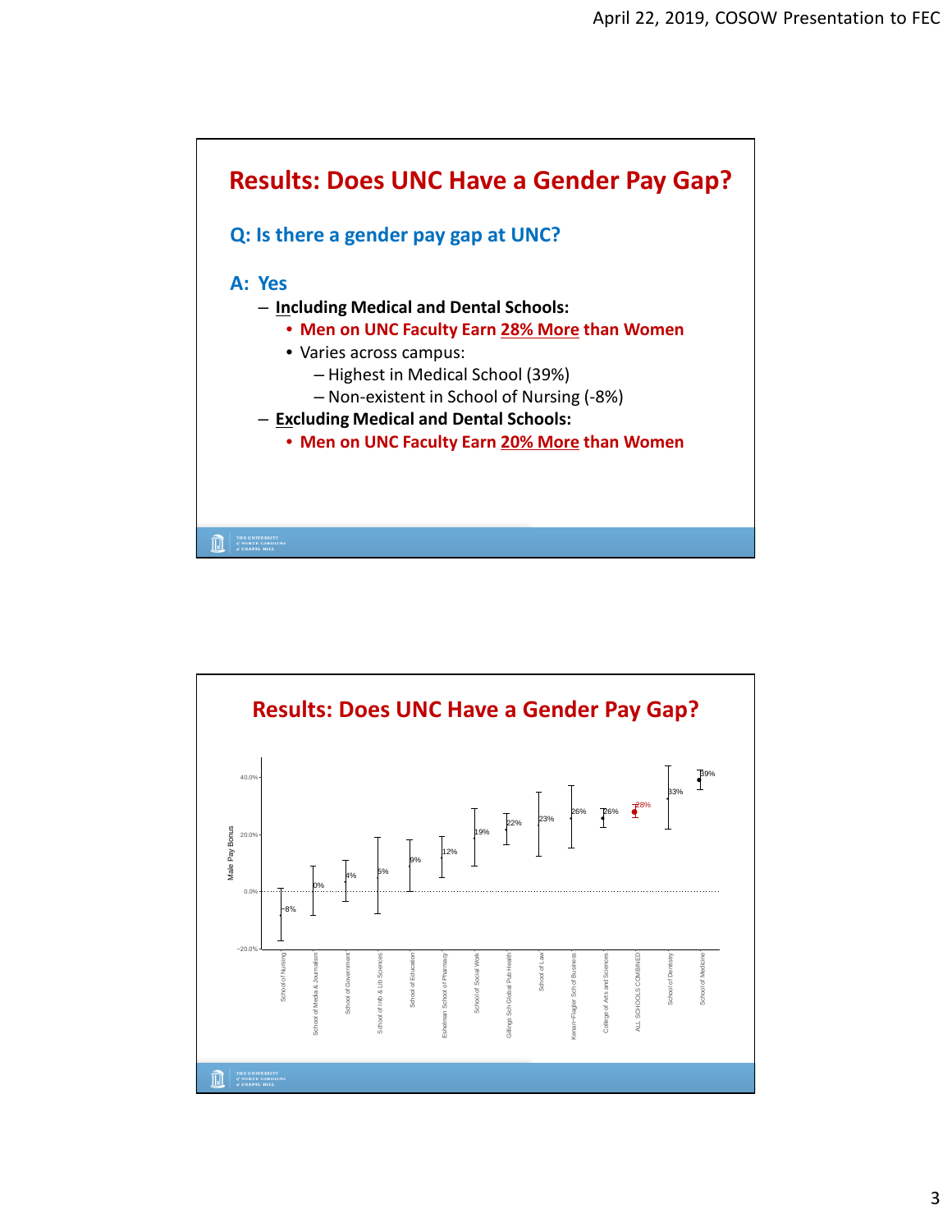## Results: Does UNC Have a Gender Pay Gap?

### Q: Is there a gender pay gap at UNC?

### A: Yes

- **Including Medical and Dental Schools:**
  - **Men on UNC Faculty Earn 28% More than Women**
  - Varies across campus:
    - Highest in Medical School (39%)
    - Non-existent in School of Nursing (-8%)
- **Excluding Medical and Dental Schools:**
  - **Men on UNC Faculty Earn 20% More than Women**

## Results: Does UNC Have a Gender Pay Gap?

Male Pay Bonus

| School | Male Pay Bonus |
|---|---|
| School of Nursing | -8% |
| School of Media & Journalism | 0% |
| School of Government | 4% |
| School of Info & Lib Sciences | 5% |
| School of Education | 9% |
| Eshelman School of Pharmacy | 12% |
| School of Social Work | 19% |
| Gillings Sch Global Pub Health | 22% |
| School of Law | 23% |
| Kenan-Flagler Sch of Business | 26% |
| College of Arts and Sciences | 26% |
| ALL SCHOOLS COMBINED | 28% |
| School of Dentistry | 33% |
| School of Medicine | 39% |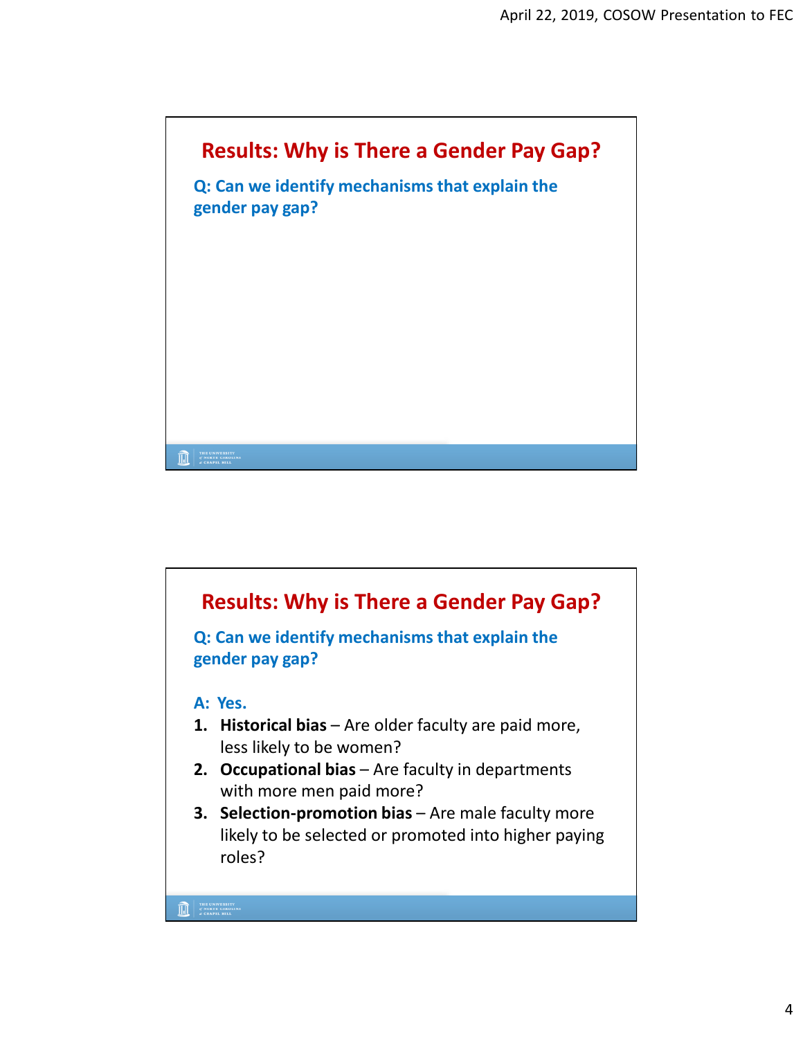## Results: Why is There a Gender Pay Gap?

**Q: Can we identify mechanisms that explain the gender pay gap?**

## Results: Why is There a Gender Pay Gap?

**Q: Can we identify mechanisms that explain the gender pay gap?**

**A: Yes.**

1. **Historical bias** – Are older faculty are paid more, less likely to be women?
2. **Occupational bias** – Are faculty in departments with more men paid more?
3. **Selection-promotion bias** – Are male faculty more likely to be selected or promoted into higher paying roles?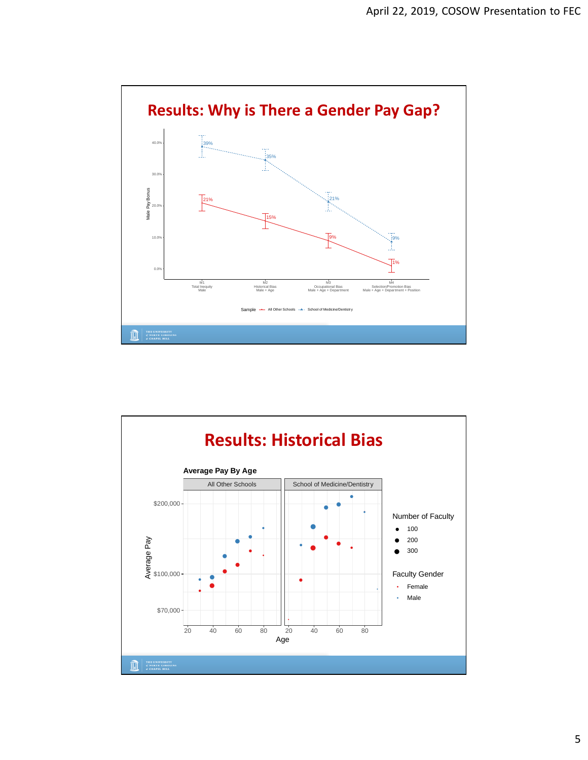## Results: Why is There a Gender Pay Gap?

Male Pay Bonus

40.0%
30.0%
20.0%
10.0%
0.0%

39% 35% 21% 9%

21% 15% 9% 1%

M1 Total Inequity Male

M2 Historical Bias Male + Age

M3 Occupational Bias Male + Age + Department

M4 Selection/Promotion Bias Male + Age + Department + Position

Sample — All Other Schools -- School of Medicine/Dentistry

## Results: Historical Bias

**Average Pay By Age**

All Other Schools | School of Medicine/Dentistry

Average Pay

$200,000
$100,000
$70,000

20 40 60 80 20 40 60 80

Age

Number of Faculty
- 100
- 200
- 300

Faculty Gender
- Female
- Male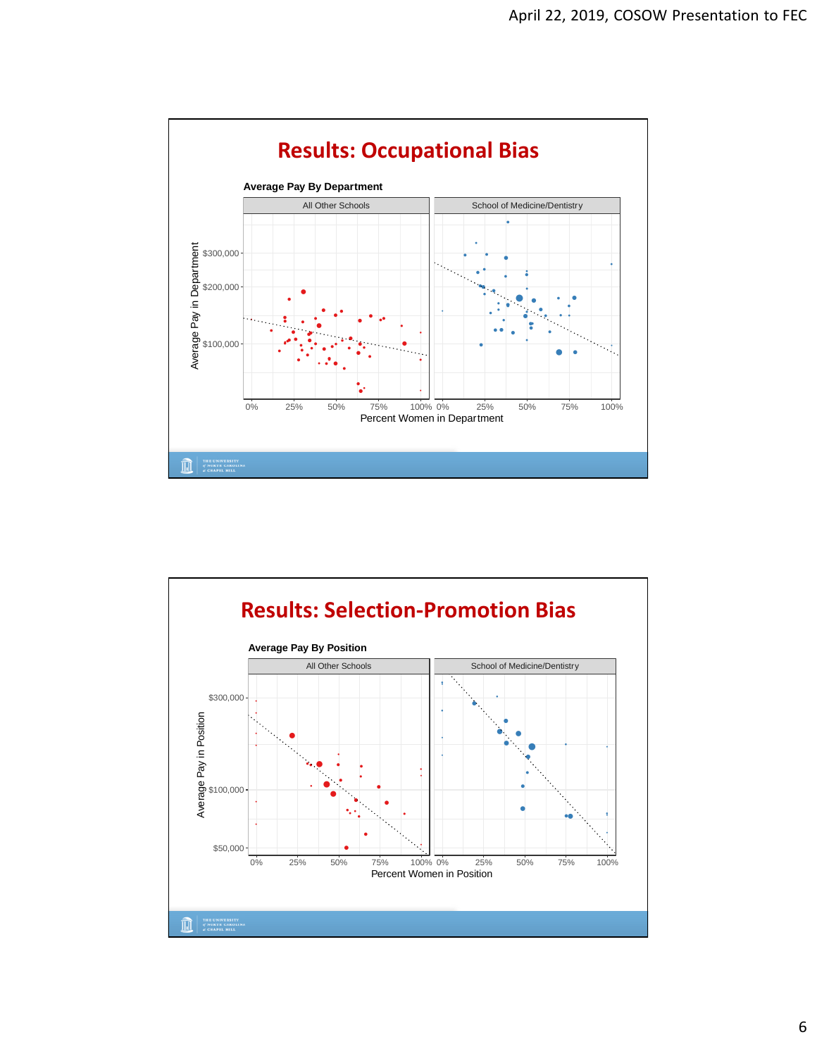# Results: Occupational Bias

**Average Pay By Department**

All Other Schools | School of Medicine/Dentistry

Average Pay in Department: $100,000, $200,000, $300,000

Percent Women in Department: 0%, 25%, 50%, 75%, 100%

# Results: Selection-Promotion Bias

**Average Pay By Position**

All Other Schools | School of Medicine/Dentistry

Average Pay in Position: $50,000, $100,000, $300,000

Percent Women in Position: 0%, 25%, 50%, 75%, 100%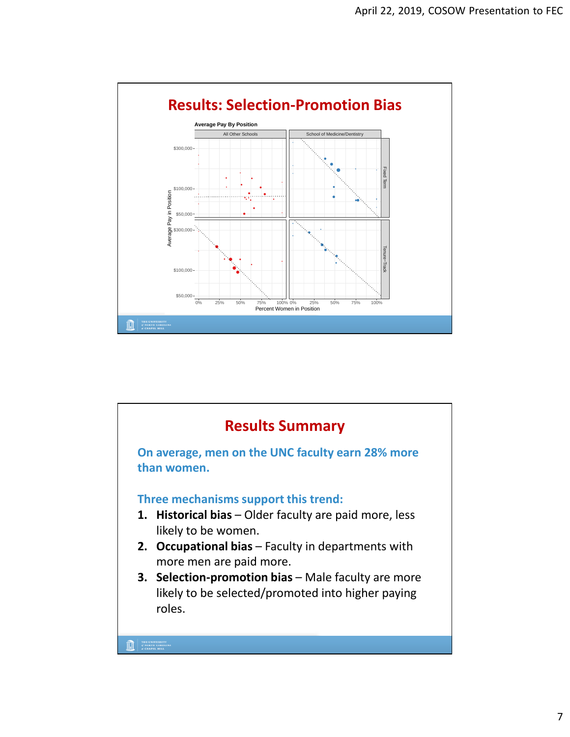## Results: Selection-Promotion Bias

Average Pay By Position

All Other Schools | School of Medicine/Dentistry

Fixed Term | Tenure-Track

Average Pay in Position: $50,000, $100,000, $300,000

Percent Women in Position: 0%, 25%, 50%, 75%, 100%

## Results Summary

**On average, men on the UNC faculty earn 28% more than women.**

**Three mechanisms support this trend:**

1. **Historical bias** – Older faculty are paid more, less likely to be women.
2. **Occupational bias** – Faculty in departments with more men are paid more.
3. **Selection-promotion bias** – Male faculty are more likely to be selected/promoted into higher paying roles.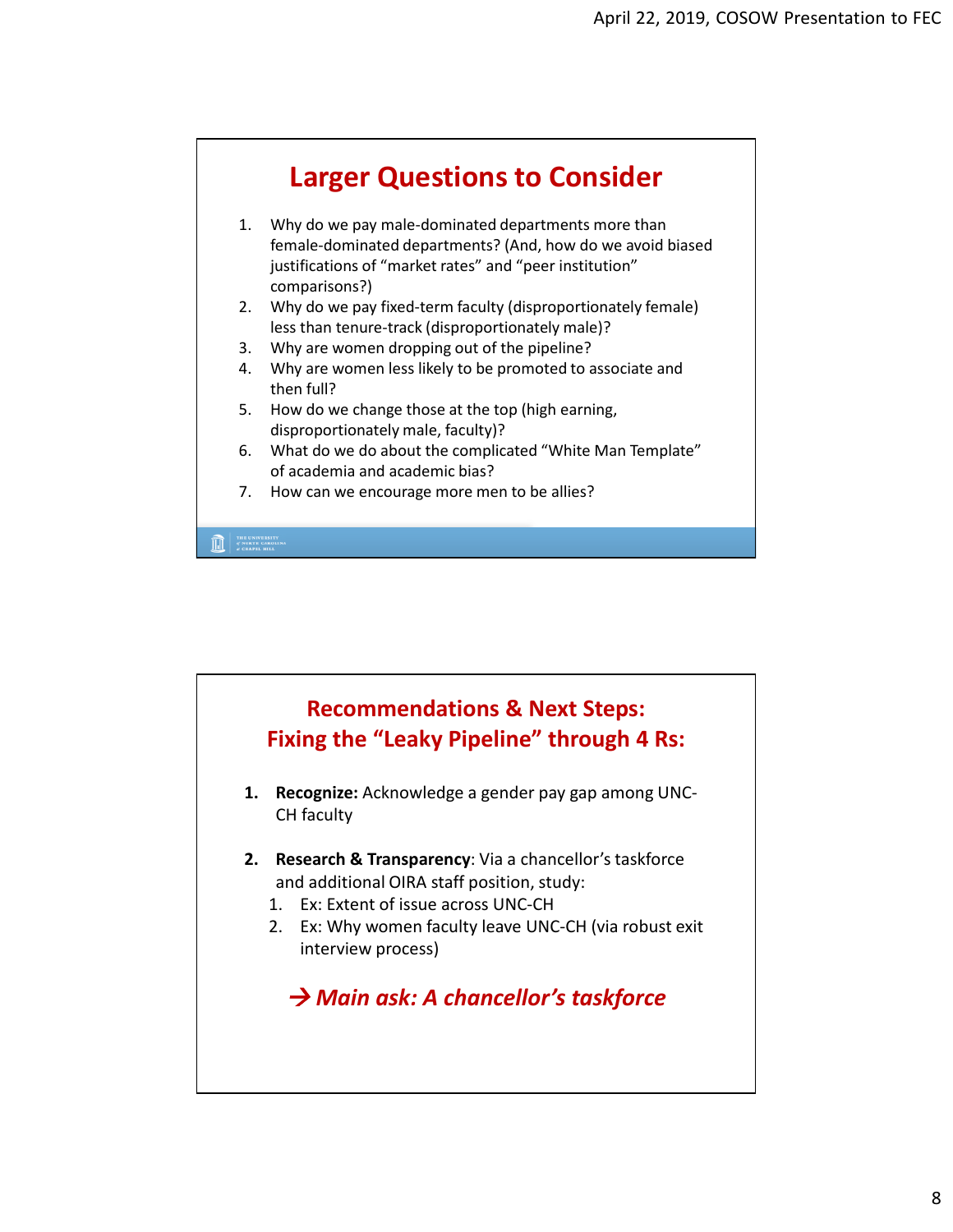## Larger Questions to Consider

1. Why do we pay male-dominated departments more than female-dominated departments? (And, how do we avoid biased justifications of "market rates" and "peer institution" comparisons?)
2. Why do we pay fixed-term faculty (disproportionately female) less than tenure-track (disproportionately male)?
3. Why are women dropping out of the pipeline?
4. Why are women less likely to be promoted to associate and then full?
5. How do we change those at the top (high earning, disproportionately male, faculty)?
6. What do we do about the complicated "White Man Template" of academia and academic bias?
7. How can we encourage more men to be allies?

## Recommendations & Next Steps: Fixing the "Leaky Pipeline" through 4 Rs:

1. **Recognize:** Acknowledge a gender pay gap among UNC-CH faculty

2. **Research & Transparency**: Via a chancellor's taskforce and additional OIRA staff position, study:
   1. Ex: Extent of issue across UNC-CH
   2. Ex: Why women faculty leave UNC-CH (via robust exit interview process)

***→ Main ask: A chancellor's taskforce***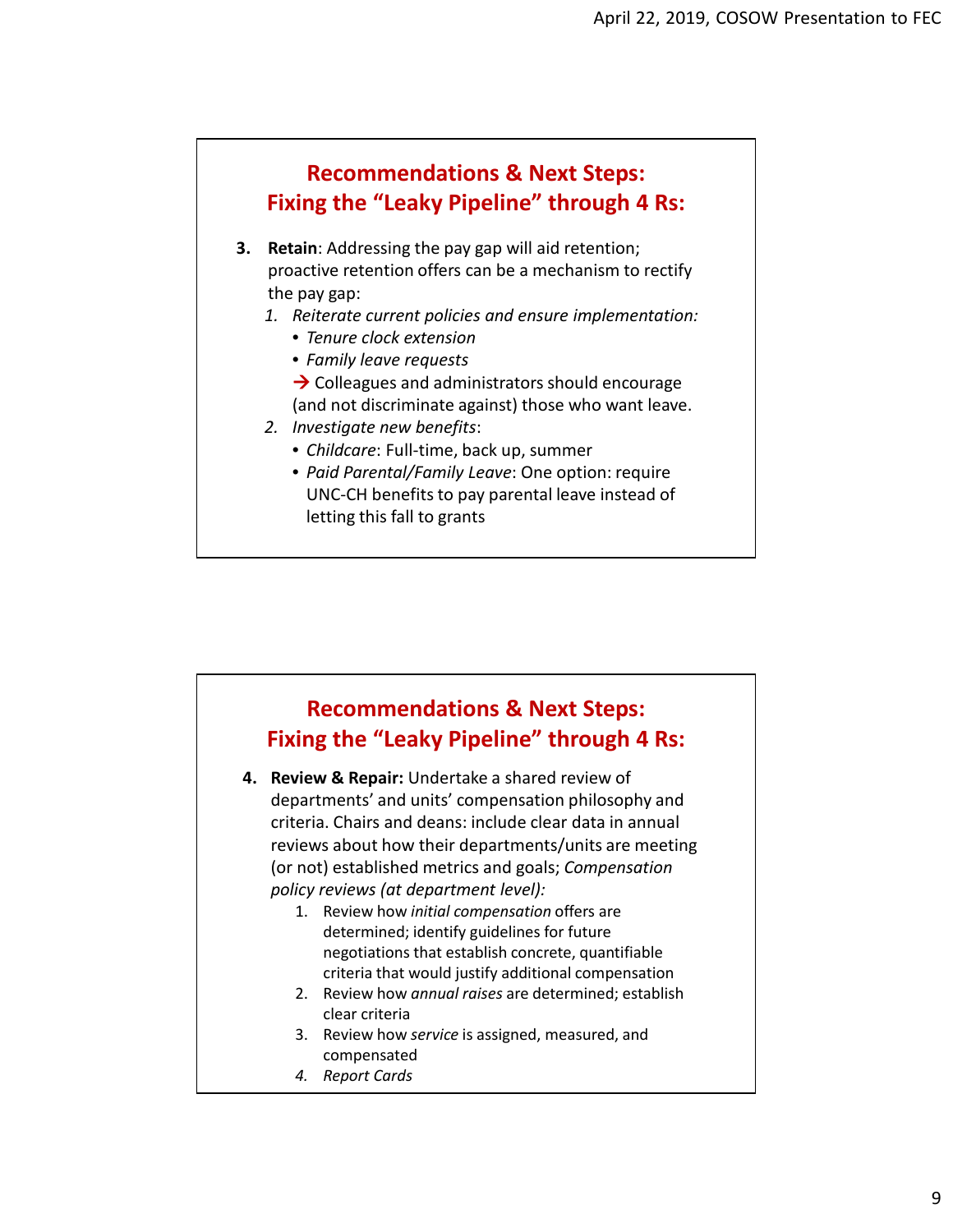## Recommendations & Next Steps: Fixing the "Leaky Pipeline" through 4 Rs:

3. **Retain**: Addressing the pay gap will aid retention; proactive retention offers can be a mechanism to rectify the pay gap:
   1. *Reiterate current policies and ensure implementation:*
      - *Tenure clock extension*
      - *Family leave requests*

      → Colleagues and administrators should encourage (and not discriminate against) those who want leave.
   2. *Investigate new benefits*:
      - *Childcare*: Full-time, back up, summer
      - *Paid Parental/Family Leave*: One option: require UNC-CH benefits to pay parental leave instead of letting this fall to grants

## Recommendations & Next Steps: Fixing the "Leaky Pipeline" through 4 Rs:

4. **Review & Repair:** Undertake a shared review of departments' and units' compensation philosophy and criteria. Chairs and deans: include clear data in annual reviews about how their departments/units are meeting (or not) established metrics and goals; *Compensation policy reviews (at department level):*
   1. Review how *initial compensation* offers are determined; identify guidelines for future negotiations that establish concrete, quantifiable criteria that would justify additional compensation
   2. Review how *annual raises* are determined; establish clear criteria
   3. Review how *service* is assigned, measured, and compensated
   4. *Report Cards*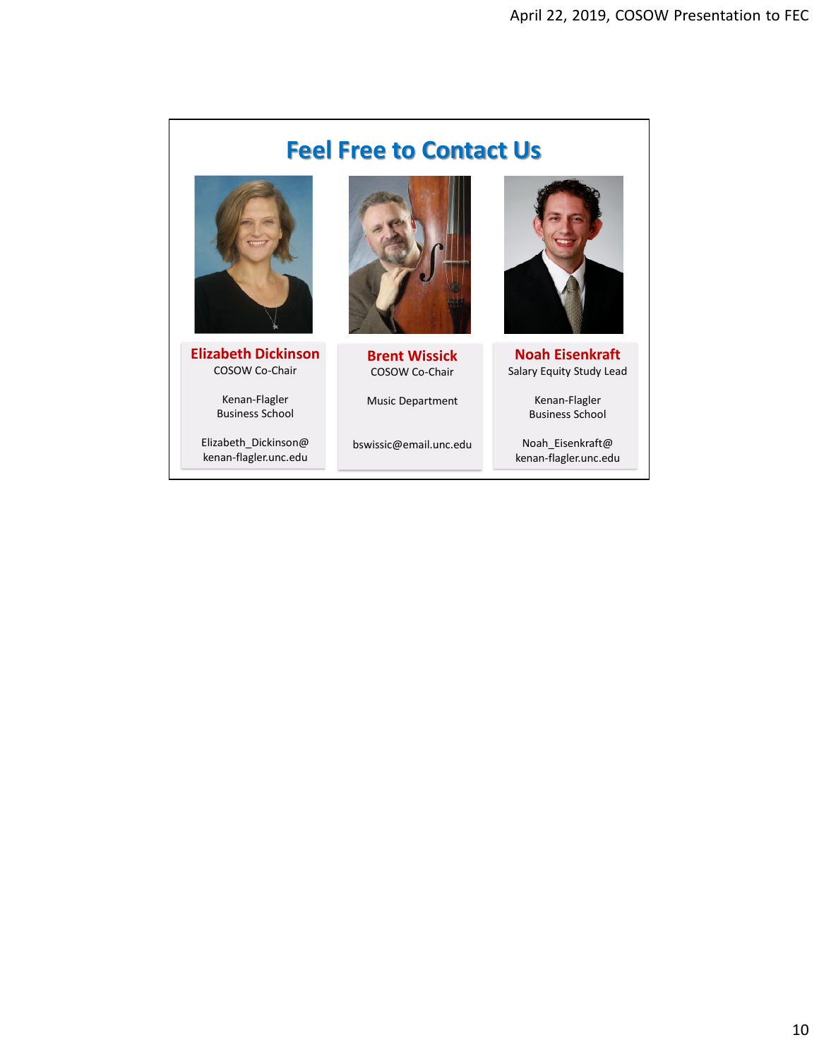# Feel Free to Contact Us

**Elizabeth Dickinson**
COSOW Co-Chair

Kenan-Flagler Business School

Elizabeth_Dickinson@kenan-flagler.unc.edu

**Brent Wissick**
COSOW Co-Chair

Music Department

bswissic@email.unc.edu

**Noah Eisenkraft**
Salary Equity Study Lead

Kenan-Flagler Business School

Noah_Eisenkraft@kenan-flagler.unc.edu